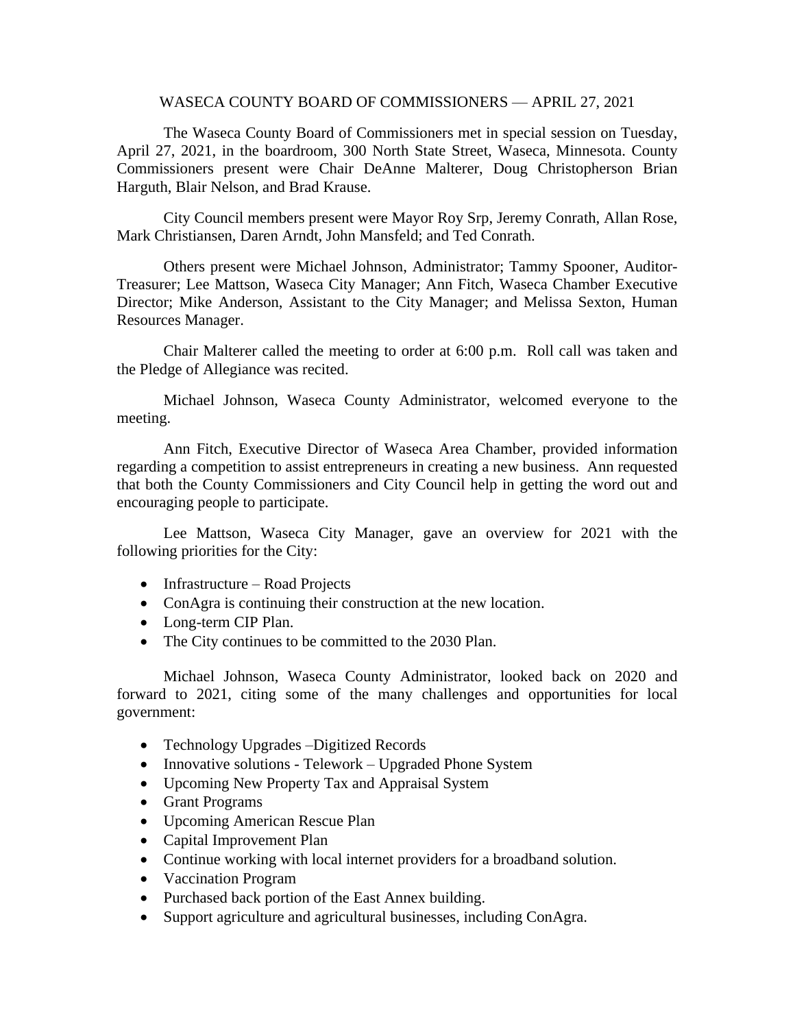# WASECA COUNTY BOARD OF COMMISSIONERS — APRIL 27, 2021

The Waseca County Board of Commissioners met in special session on Tuesday, April 27, 2021, in the boardroom, 300 North State Street, Waseca, Minnesota. County Commissioners present were Chair DeAnne Malterer, Doug Christopherson Brian Harguth, Blair Nelson, and Brad Krause.

City Council members present were Mayor Roy Srp, Jeremy Conrath, Allan Rose, Mark Christiansen, Daren Arndt, John Mansfeld; and Ted Conrath.

Others present were Michael Johnson, Administrator; Tammy Spooner, Auditor-Treasurer; Lee Mattson, Waseca City Manager; Ann Fitch, Waseca Chamber Executive Director; Mike Anderson, Assistant to the City Manager; and Melissa Sexton, Human Resources Manager.

Chair Malterer called the meeting to order at 6:00 p.m. Roll call was taken and the Pledge of Allegiance was recited.

Michael Johnson, Waseca County Administrator, welcomed everyone to the meeting.

Ann Fitch, Executive Director of Waseca Area Chamber, provided information regarding a competition to assist entrepreneurs in creating a new business. Ann requested that both the County Commissioners and City Council help in getting the word out and encouraging people to participate.

Lee Mattson, Waseca City Manager, gave an overview for 2021 with the following priorities for the City:

- Infrastructure – Road Projects
- ConAgra is continuing their construction at the new location.
- Long-term CIP Plan.
- The City continues to be committed to the 2030 Plan.

Michael Johnson, Waseca County Administrator, looked back on 2020 and forward to 2021, citing some of the many challenges and opportunities for local government:

- Technology Upgrades –Digitized Records
- Innovative solutions - Telework – Upgraded Phone System
- Upcoming New Property Tax and Appraisal System
- Grant Programs
- Upcoming American Rescue Plan
- Capital Improvement Plan
- Continue working with local internet providers for a broadband solution.
- Vaccination Program
- Purchased back portion of the East Annex building.
- Support agriculture and agricultural businesses, including ConAgra.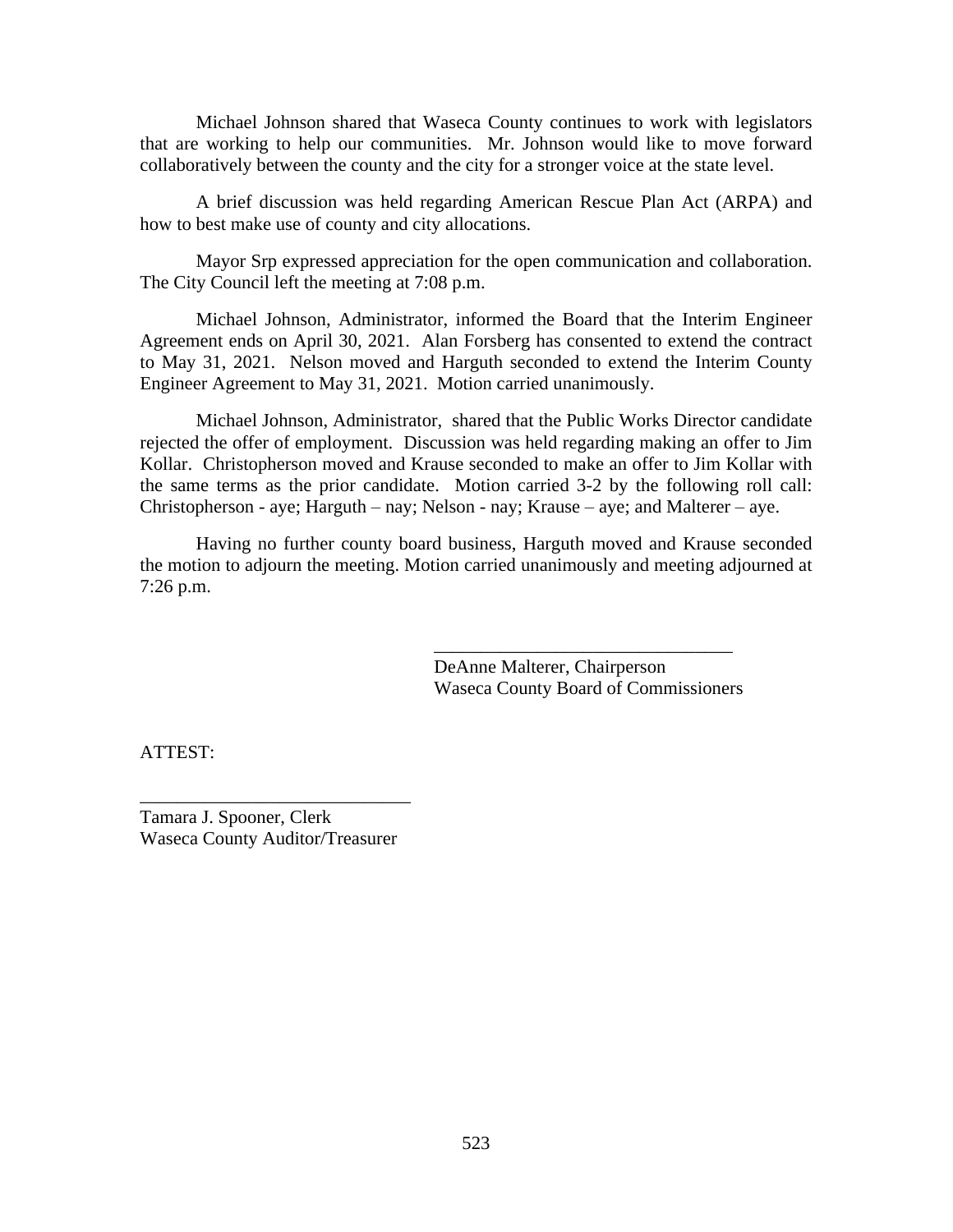Michael Johnson shared that Waseca County continues to work with legislators that are working to help our communities. Mr. Johnson would like to move forward collaboratively between the county and the city for a stronger voice at the state level.

A brief discussion was held regarding American Rescue Plan Act (ARPA) and how to best make use of county and city allocations.

Mayor Srp expressed appreciation for the open communication and collaboration. The City Council left the meeting at 7:08 p.m.

Michael Johnson, Administrator, informed the Board that the Interim Engineer Agreement ends on April 30, 2021. Alan Forsberg has consented to extend the contract to May 31, 2021. Nelson moved and Harguth seconded to extend the Interim County Engineer Agreement to May 31, 2021. Motion carried unanimously.

Michael Johnson, Administrator, shared that the Public Works Director candidate rejected the offer of employment. Discussion was held regarding making an offer to Jim Kollar. Christopherson moved and Krause seconded to make an offer to Jim Kollar with the same terms as the prior candidate. Motion carried 3-2 by the following roll call: Christopherson - aye; Harguth – nay; Nelson - nay; Krause – aye; and Malterer – aye.

Having no further county board business, Harguth moved and Krause seconded the motion to adjourn the meeting. Motion carried unanimously and meeting adjourned at 7:26 p.m.

\_\_\_\_\_\_\_\_\_\_\_\_\_\_\_\_\_\_\_\_\_\_\_\_\_\_\_\_\_\_\_\_
DeAnne Malterer, Chairperson
Waseca County Board of Commissioners

ATTEST:

\_\_\_\_\_\_\_\_\_\_\_\_\_\_\_\_\_\_\_\_\_\_\_\_\_\_\_\_\_\_
Tamara J. Spooner, Clerk
Waseca County Auditor/Treasurer